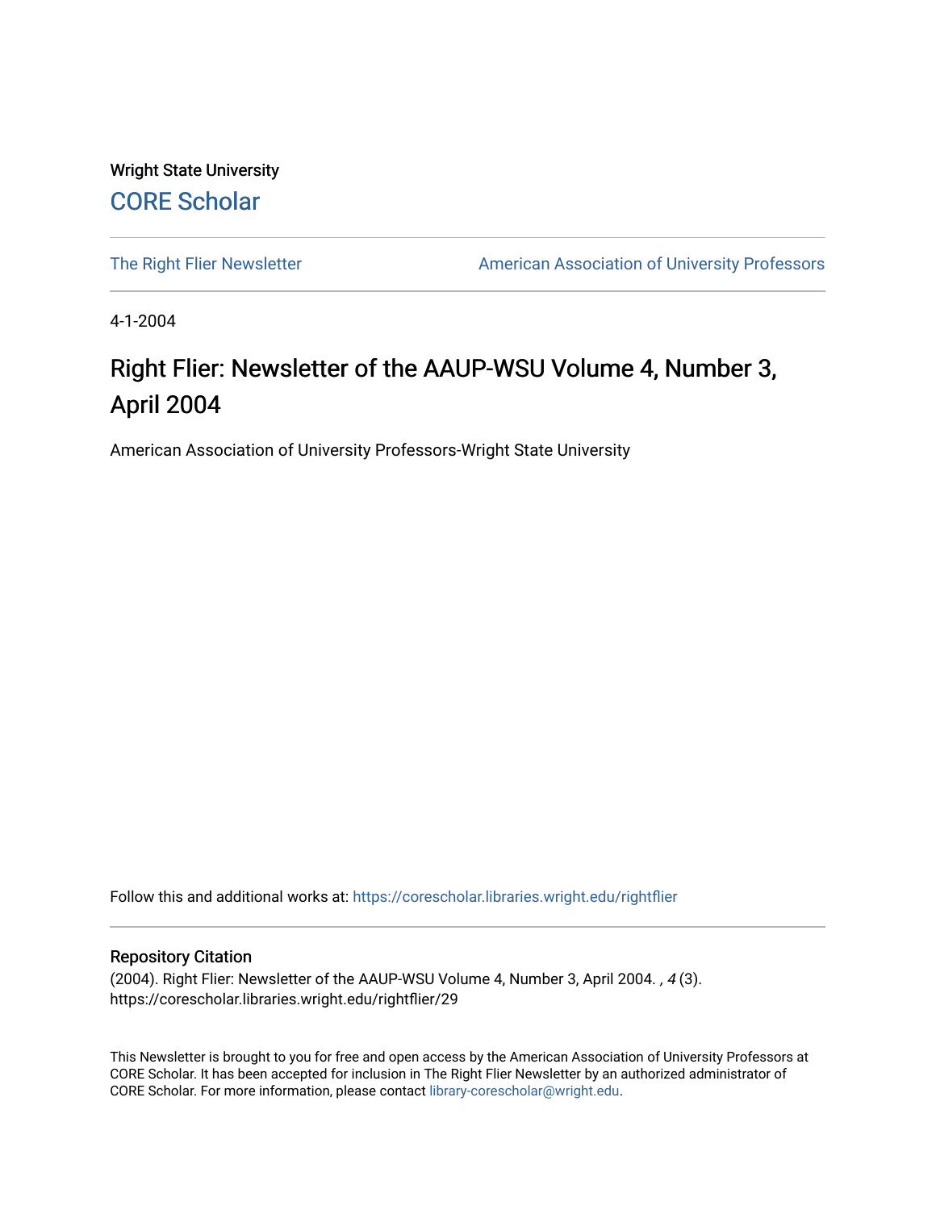Wright State University

CORE Scholar

The Right Flier Newsletter

American Association of University Professors

4-1-2004

# Right Flier: Newsletter of the AAUP-WSU Volume 4, Number 3, April 2004

American Association of University Professors-Wright State University

Follow this and additional works at: https://corescholar.libraries.wright.edu/rightflier

## Repository Citation

(2004). Right Flier: Newsletter of the AAUP-WSU Volume 4, Number 3, April 2004. , *4* (3).
https://corescholar.libraries.wright.edu/rightflier/29

This Newsletter is brought to you for free and open access by the American Association of University Professors at CORE Scholar. It has been accepted for inclusion in The Right Flier Newsletter by an authorized administrator of CORE Scholar. For more information, please contact library-corescholar@wright.edu.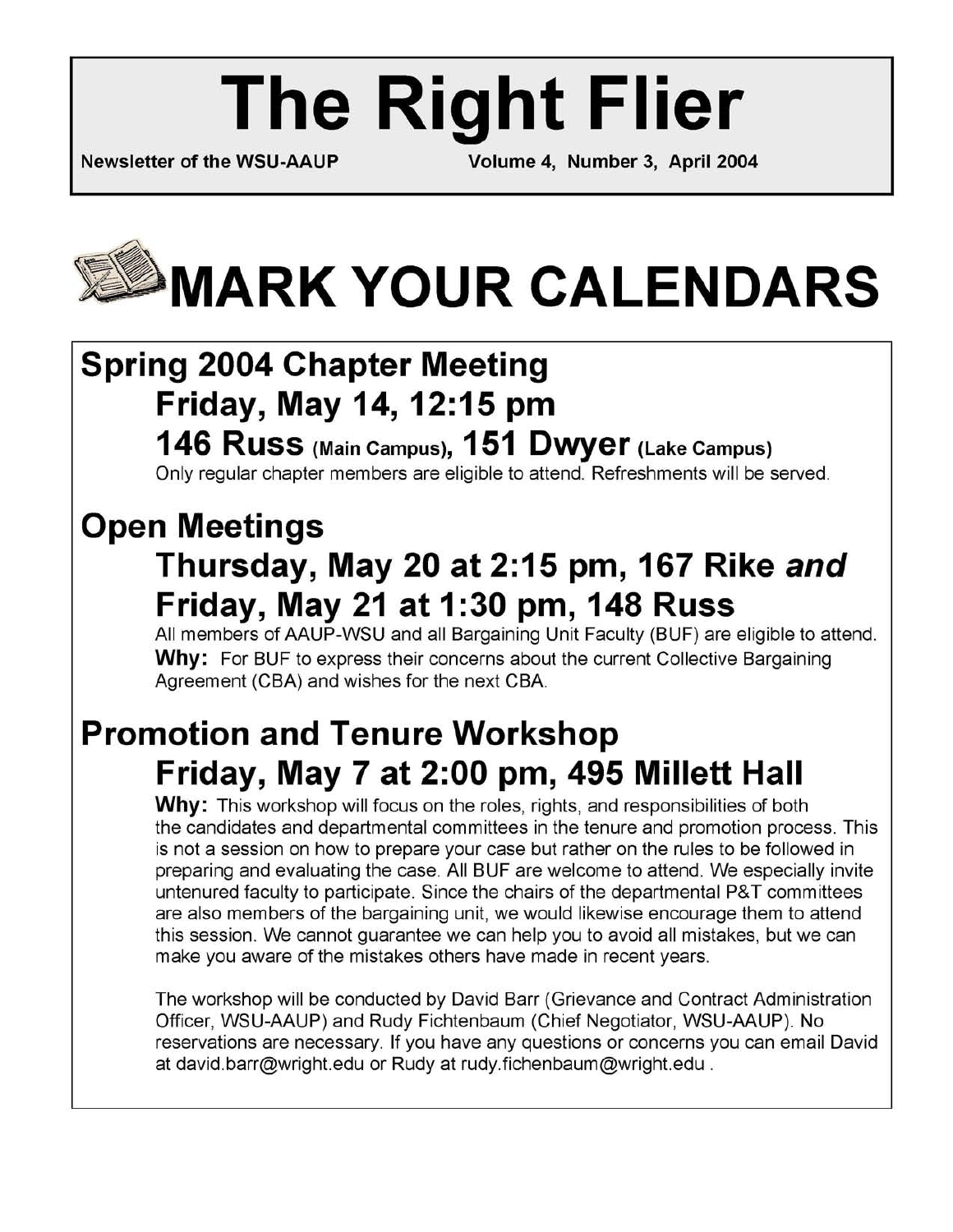# The Right Flier

Newsletter of the WSU-AAUP Volume 4, Number 3, April 2004

# MARK YOUR CALENDARS

## Spring 2004 Chapter Meeting

### Friday, May 14, 12:15 pm

### 146 Russ (Main Campus), 151 Dwyer (Lake Campus)

Only regular chapter members are eligible to attend. Refreshments will be served.

## Open Meetings

### Thursday, May 20 at 2:15 pm, 167 Rike *and* Friday, May 21 at 1:30 pm, 148 Russ

All members of AAUP-WSU and all Bargaining Unit Faculty (BUF) are eligible to attend.

**Why:** For BUF to express their concerns about the current Collective Bargaining Agreement (CBA) and wishes for the next CBA.

## Promotion and Tenure Workshop

### Friday, May 7 at 2:00 pm, 495 Millett Hall

**Why:** This workshop will focus on the roles, rights, and responsibilities of both the candidates and departmental committees in the tenure and promotion process. This is not a session on how to prepare your case but rather on the rules to be followed in preparing and evaluating the case. All BUF are welcome to attend. We especially invite untenured faculty to participate. Since the chairs of the departmental P&T committees are also members of the bargaining unit, we would likewise encourage them to attend this session. We cannot guarantee we can help you to avoid all mistakes, but we can make you aware of the mistakes others have made in recent years.

The workshop will be conducted by David Barr (Grievance and Contract Administration Officer, WSU-AAUP) and Rudy Fichtenbaum (Chief Negotiator, WSU-AAUP). No reservations are necessary. If you have any questions or concerns you can email David at david.barr@wright.edu or Rudy at rudy.fichenbaum@wright.edu .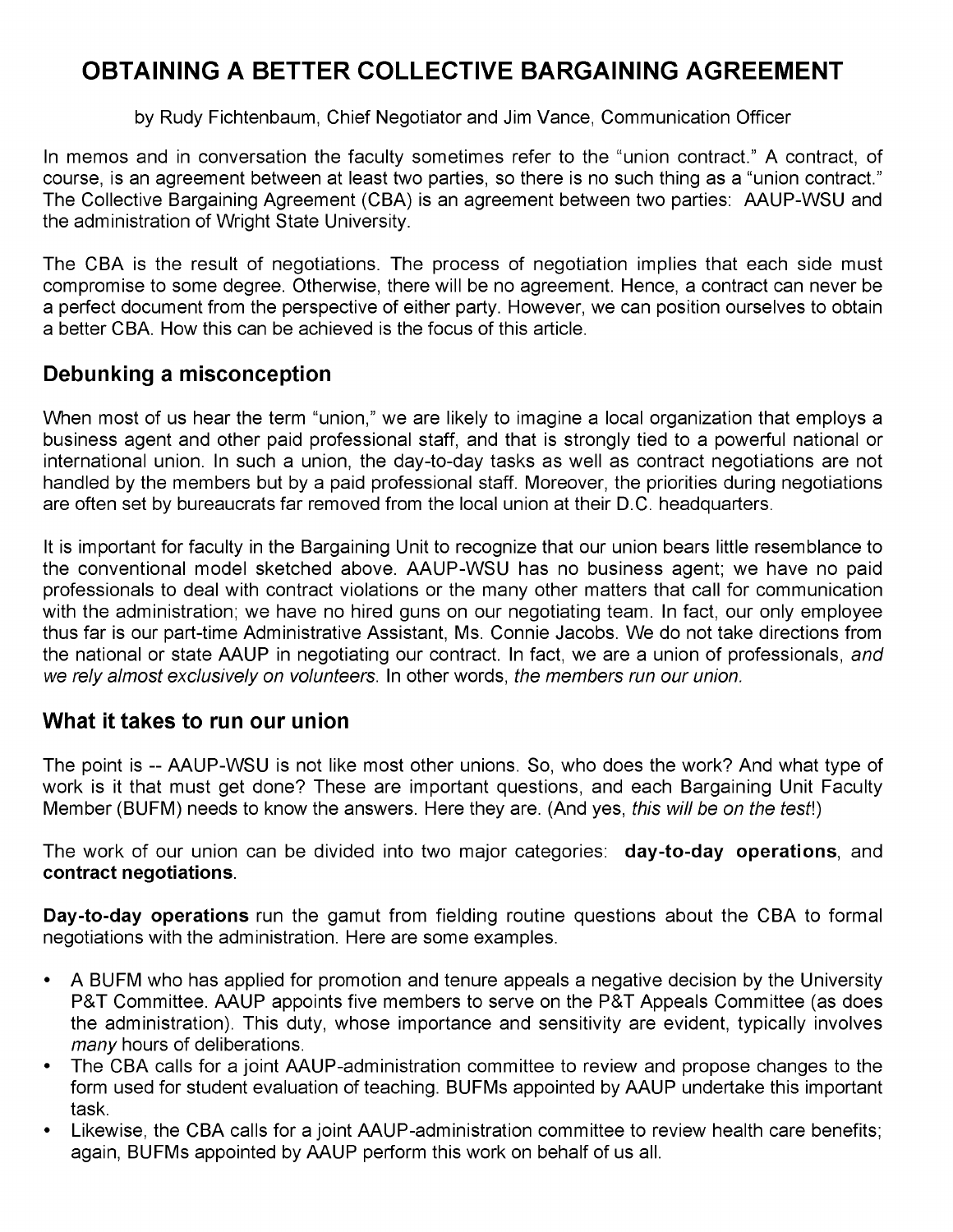# OBTAINING A BETTER COLLECTIVE BARGAINING AGREEMENT

by Rudy Fichtenbaum, Chief Negotiator and Jim Vance, Communication Officer

In memos and in conversation the faculty sometimes refer to the "union contract." A contract, of course, is an agreement between at least two parties, so there is no such thing as a "union contract." The Collective Bargaining Agreement (CBA) is an agreement between two parties: AAUP-WSU and the administration of Wright State University.

The CBA is the result of negotiations. The process of negotiation implies that each side must compromise to some degree. Otherwise, there will be no agreement. Hence, a contract can never be a perfect document from the perspective of either party. However, we can position ourselves to obtain a better CBA. How this can be achieved is the focus of this article.

## Debunking a misconception

When most of us hear the term "union," we are likely to imagine a local organization that employs a business agent and other paid professional staff, and that is strongly tied to a powerful national or international union. In such a union, the day-to-day tasks as well as contract negotiations are not handled by the members but by a paid professional staff. Moreover, the priorities during negotiations are often set by bureaucrats far removed from the local union at their D.C. headquarters.

It is important for faculty in the Bargaining Unit to recognize that our union bears little resemblance to the conventional model sketched above. AAUP-WSU has no business agent; we have no paid professionals to deal with contract violations or the many other matters that call for communication with the administration; we have no hired guns on our negotiating team. In fact, our only employee thus far is our part-time Administrative Assistant, Ms. Connie Jacobs. We do not take directions from the national or state AAUP in negotiating our contract. In fact, we are a union of professionals, *and we rely almost exclusively on volunteers*. In other words, *the members run our union.*

## What it takes to run our union

The point is -- AAUP-WSU is not like most other unions. So, who does the work? And what type of work is it that must get done? These are important questions, and each Bargaining Unit Faculty Member (BUFM) needs to know the answers. Here they are. (And yes, *this will be on the test*!)

The work of our union can be divided into two major categories: **day-to-day operations**, and **contract negotiations**.

**Day-to-day operations** run the gamut from fielding routine questions about the CBA to formal negotiations with the administration. Here are some examples.

- A BUFM who has applied for promotion and tenure appeals a negative decision by the University P&T Committee. AAUP appoints five members to serve on the P&T Appeals Committee (as does the administration). This duty, whose importance and sensitivity are evident, typically involves *many* hours of deliberations.
- The CBA calls for a joint AAUP-administration committee to review and propose changes to the form used for student evaluation of teaching. BUFMs appointed by AAUP undertake this important task.
- Likewise, the CBA calls for a joint AAUP-administration committee to review health care benefits; again, BUFMs appointed by AAUP perform this work on behalf of us all.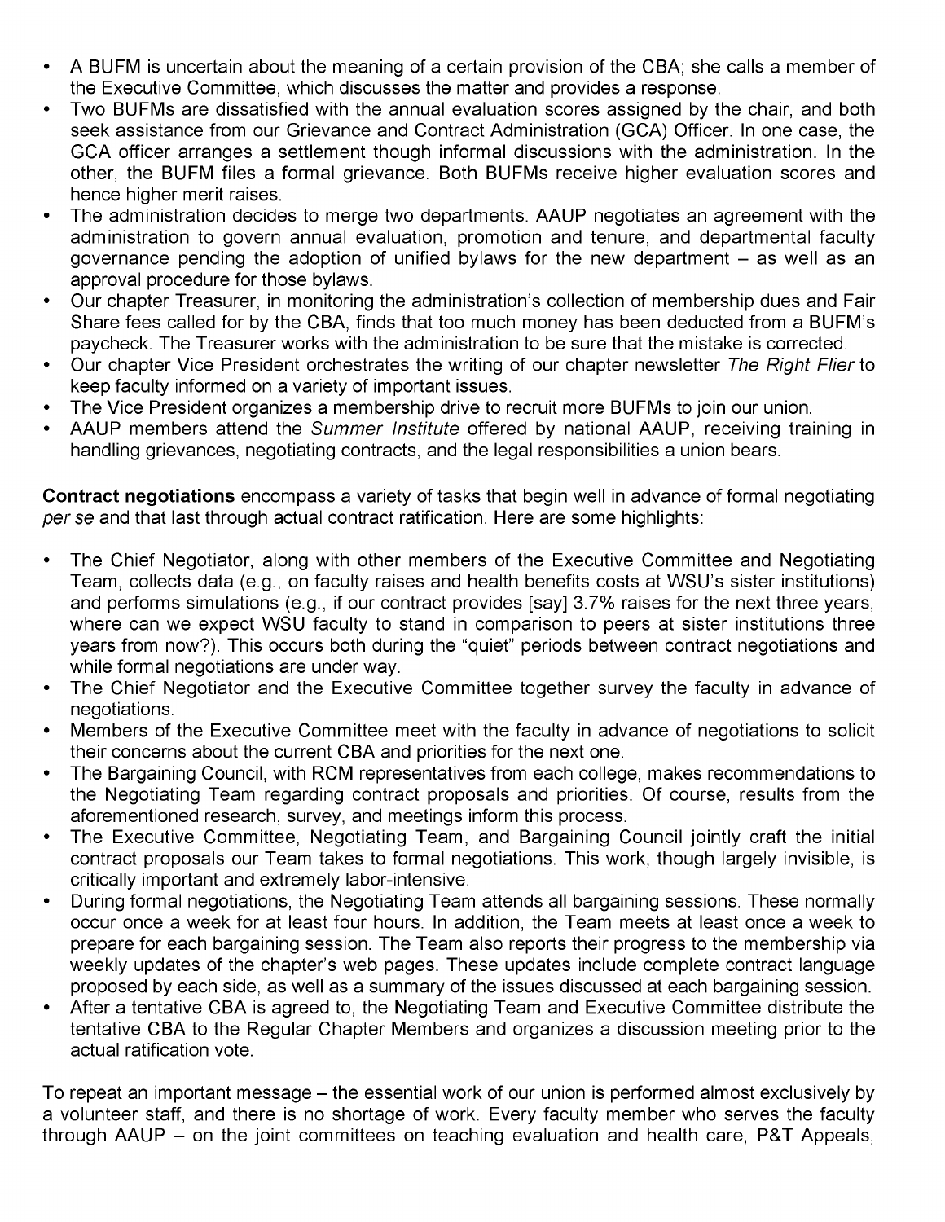- A BUFM is uncertain about the meaning of a certain provision of the CBA; she calls a member of the Executive Committee, which discusses the matter and provides a response.
- Two BUFMs are dissatisfied with the annual evaluation scores assigned by the chair, and both seek assistance from our Grievance and Contract Administration (GCA) Officer. In one case, the GCA officer arranges a settlement though informal discussions with the administration. In the other, the BUFM files a formal grievance. Both BUFMs receive higher evaluation scores and hence higher merit raises.
- The administration decides to merge two departments. AAUP negotiates an agreement with the administration to govern annual evaluation, promotion and tenure, and departmental faculty governance pending the adoption of unified bylaws for the new department – as well as an approval procedure for those bylaws.
- Our chapter Treasurer, in monitoring the administration's collection of membership dues and Fair Share fees called for by the CBA, finds that too much money has been deducted from a BUFM's paycheck. The Treasurer works with the administration to be sure that the mistake is corrected.
- Our chapter Vice President orchestrates the writing of our chapter newsletter *The Right Flier* to keep faculty informed on a variety of important issues.
- The Vice President organizes a membership drive to recruit more BUFMs to join our union.
- AAUP members attend the *Summer Institute* offered by national AAUP, receiving training in handling grievances, negotiating contracts, and the legal responsibilities a union bears.

**Contract negotiations** encompass a variety of tasks that begin well in advance of formal negotiating *per se* and that last through actual contract ratification. Here are some highlights:

- The Chief Negotiator, along with other members of the Executive Committee and Negotiating Team, collects data (e.g., on faculty raises and health benefits costs at WSU's sister institutions) and performs simulations (e.g., if our contract provides [say] 3.7% raises for the next three years, where can we expect WSU faculty to stand in comparison to peers at sister institutions three years from now?). This occurs both during the "quiet" periods between contract negotiations and while formal negotiations are under way.
- The Chief Negotiator and the Executive Committee together survey the faculty in advance of negotiations.
- Members of the Executive Committee meet with the faculty in advance of negotiations to solicit their concerns about the current CBA and priorities for the next one.
- The Bargaining Council, with RCM representatives from each college, makes recommendations to the Negotiating Team regarding contract proposals and priorities. Of course, results from the aforementioned research, survey, and meetings inform this process.
- The Executive Committee, Negotiating Team, and Bargaining Council jointly craft the initial contract proposals our Team takes to formal negotiations. This work, though largely invisible, is critically important and extremely labor-intensive.
- During formal negotiations, the Negotiating Team attends all bargaining sessions. These normally occur once a week for at least four hours. In addition, the Team meets at least once a week to prepare for each bargaining session. The Team also reports their progress to the membership via weekly updates of the chapter's web pages. These updates include complete contract language proposed by each side, as well as a summary of the issues discussed at each bargaining session.
- After a tentative CBA is agreed to, the Negotiating Team and Executive Committee distribute the tentative CBA to the Regular Chapter Members and organizes a discussion meeting prior to the actual ratification vote.

To repeat an important message – the essential work of our union is performed almost exclusively by a volunteer staff, and there is no shortage of work. Every faculty member who serves the faculty through AAUP – on the joint committees on teaching evaluation and health care, P&T Appeals,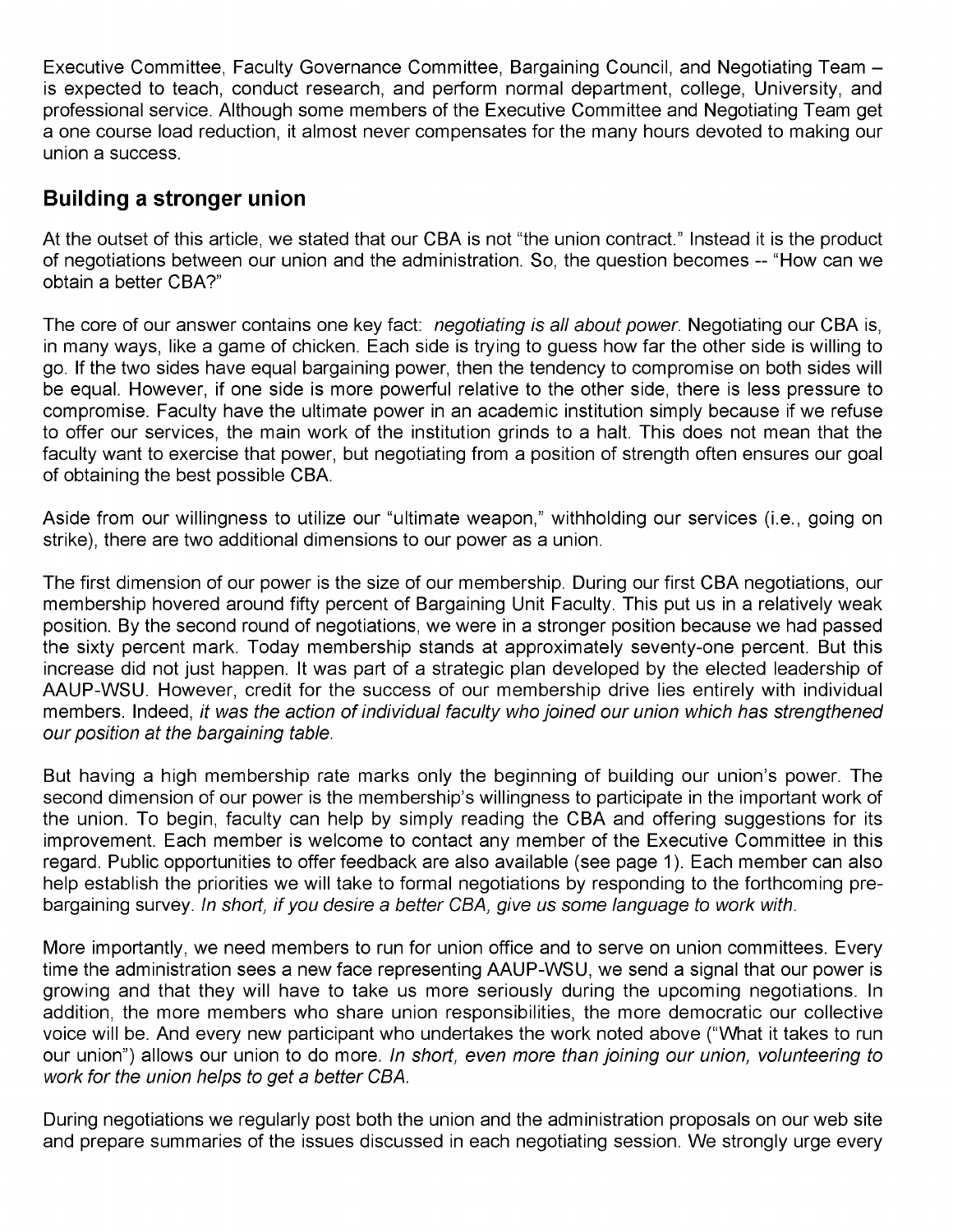Executive Committee, Faculty Governance Committee, Bargaining Council, and Negotiating Team – is expected to teach, conduct research, and perform normal department, college, University, and professional service. Although some members of the Executive Committee and Negotiating Team get a one course load reduction, it almost never compensates for the many hours devoted to making our union a success.

## Building a stronger union

At the outset of this article, we stated that our CBA is not "the union contract." Instead it is the product of negotiations between our union and the administration. So, the question becomes -- "How can we obtain a better CBA?"

The core of our answer contains one key fact: *negotiating is all about power*. Negotiating our CBA is, in many ways, like a game of chicken. Each side is trying to guess how far the other side is willing to go. If the two sides have equal bargaining power, then the tendency to compromise on both sides will be equal. However, if one side is more powerful relative to the other side, there is less pressure to compromise. Faculty have the ultimate power in an academic institution simply because if we refuse to offer our services, the main work of the institution grinds to a halt. This does not mean that the faculty want to exercise that power, but negotiating from a position of strength often ensures our goal of obtaining the best possible CBA.

Aside from our willingness to utilize our "ultimate weapon," withholding our services (i.e., going on strike), there are two additional dimensions to our power as a union.

The first dimension of our power is the size of our membership. During our first CBA negotiations, our membership hovered around fifty percent of Bargaining Unit Faculty. This put us in a relatively weak position. By the second round of negotiations, we were in a stronger position because we had passed the sixty percent mark. Today membership stands at approximately seventy-one percent. But this increase did not just happen. It was part of a strategic plan developed by the elected leadership of AAUP-WSU. However, credit for the success of our membership drive lies entirely with individual members. Indeed, *it was the action of individual faculty who joined our union which has strengthened our position at the bargaining table.*

But having a high membership rate marks only the beginning of building our union's power. The second dimension of our power is the membership's willingness to participate in the important work of the union. To begin, faculty can help by simply reading the CBA and offering suggestions for its improvement. Each member is welcome to contact any member of the Executive Committee in this regard. Public opportunities to offer feedback are also available (see page 1). Each member can also help establish the priorities we will take to formal negotiations by responding to the forthcoming pre-bargaining survey. *In short, if you desire a better CBA, give us some language to work with.*

More importantly, we need members to run for union office and to serve on union committees. Every time the administration sees a new face representing AAUP-WSU, we send a signal that our power is growing and that they will have to take us more seriously during the upcoming negotiations. In addition, the more members who share union responsibilities, the more democratic our collective voice will be. And every new participant who undertakes the work noted above ("What it takes to run our union") allows our union to do more. *In short, even more than joining our union, volunteering to work for the union helps to get a better CBA.*

During negotiations we regularly post both the union and the administration proposals on our web site and prepare summaries of the issues discussed in each negotiating session. We strongly urge every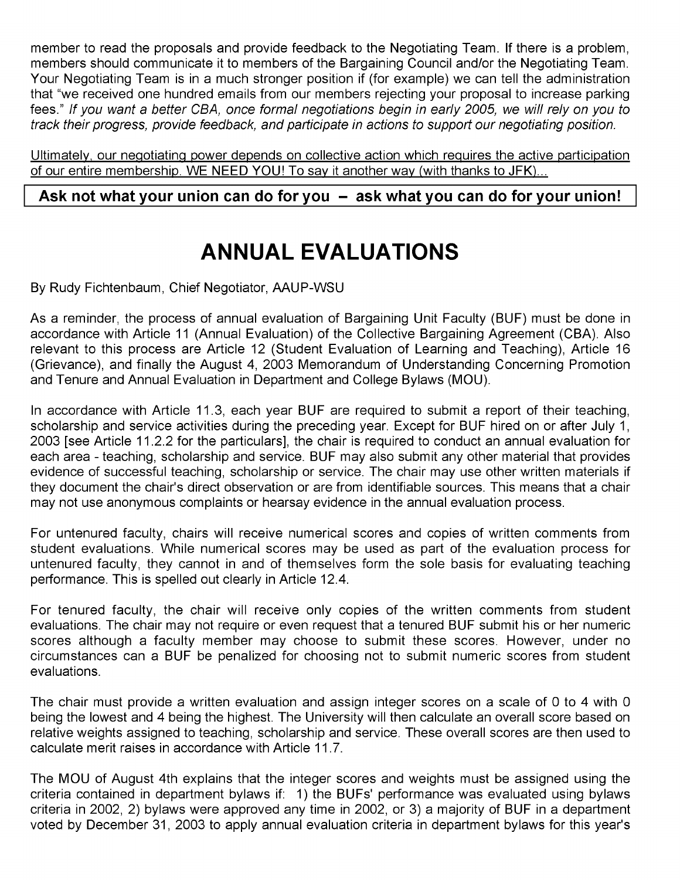member to read the proposals and provide feedback to the Negotiating Team. If there is a problem, members should communicate it to members of the Bargaining Council and/or the Negotiating Team. Your Negotiating Team is in a much stronger position if (for example) we can tell the administration that "we received one hundred emails from our members rejecting your proposal to increase parking fees." *If you want a better CBA, once formal negotiations begin in early 2005, we will rely on you to track their progress, provide feedback, and participate in actions to support our negotiating position.*

<u>Ultimately, our negotiating power depends on collective action which requires the active participation of our entire membership. WE NEED YOU! To say it another way (with thanks to JFK)...</u>

**Ask not what your union can do for you – ask what you can do for your union!**

# ANNUAL EVALUATIONS

By Rudy Fichtenbaum, Chief Negotiator, AAUP-WSU

As a reminder, the process of annual evaluation of Bargaining Unit Faculty (BUF) must be done in accordance with Article 11 (Annual Evaluation) of the Collective Bargaining Agreement (CBA). Also relevant to this process are Article 12 (Student Evaluation of Learning and Teaching), Article 16 (Grievance), and finally the August 4, 2003 Memorandum of Understanding Concerning Promotion and Tenure and Annual Evaluation in Department and College Bylaws (MOU).

In accordance with Article 11.3, each year BUF are required to submit a report of their teaching, scholarship and service activities during the preceding year. Except for BUF hired on or after July 1, 2003 [see Article 11.2.2 for the particulars], the chair is required to conduct an annual evaluation for each area - teaching, scholarship and service. BUF may also submit any other material that provides evidence of successful teaching, scholarship or service. The chair may use other written materials if they document the chair's direct observation or are from identifiable sources. This means that a chair may not use anonymous complaints or hearsay evidence in the annual evaluation process.

For untenured faculty, chairs will receive numerical scores and copies of written comments from student evaluations. While numerical scores may be used as part of the evaluation process for untenured faculty, they cannot in and of themselves form the sole basis for evaluating teaching performance. This is spelled out clearly in Article 12.4.

For tenured faculty, the chair will receive only copies of the written comments from student evaluations. The chair may not require or even request that a tenured BUF submit his or her numeric scores although a faculty member may choose to submit these scores. However, under no circumstances can a BUF be penalized for choosing not to submit numeric scores from student evaluations.

The chair must provide a written evaluation and assign integer scores on a scale of 0 to 4 with 0 being the lowest and 4 being the highest. The University will then calculate an overall score based on relative weights assigned to teaching, scholarship and service. These overall scores are then used to calculate merit raises in accordance with Article 11.7.

The MOU of August 4th explains that the integer scores and weights must be assigned using the criteria contained in department bylaws if: 1) the BUFs' performance was evaluated using bylaws criteria in 2002, 2) bylaws were approved any time in 2002, or 3) a majority of BUF in a department voted by December 31, 2003 to apply annual evaluation criteria in department bylaws for this year's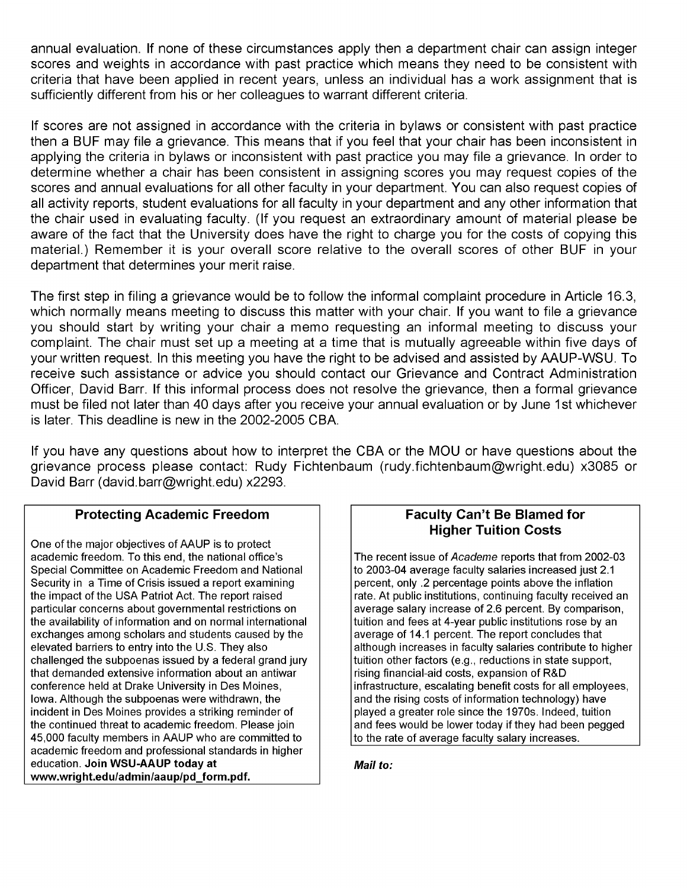annual evaluation. If none of these circumstances apply then a department chair can assign integer scores and weights in accordance with past practice which means they need to be consistent with criteria that have been applied in recent years, unless an individual has a work assignment that is sufficiently different from his or her colleagues to warrant different criteria.

If scores are not assigned in accordance with the criteria in bylaws or consistent with past practice then a BUF may file a grievance. This means that if you feel that your chair has been inconsistent in applying the criteria in bylaws or inconsistent with past practice you may file a grievance. In order to determine whether a chair has been consistent in assigning scores you may request copies of the scores and annual evaluations for all other faculty in your department. You can also request copies of all activity reports, student evaluations for all faculty in your department and any other information that the chair used in evaluating faculty. (If you request an extraordinary amount of material please be aware of the fact that the University does have the right to charge you for the costs of copying this material.) Remember it is your overall score relative to the overall scores of other BUF in your department that determines your merit raise.

The first step in filing a grievance would be to follow the informal complaint procedure in Article 16.3, which normally means meeting to discuss this matter with your chair. If you want to file a grievance you should start by writing your chair a memo requesting an informal meeting to discuss your complaint. The chair must set up a meeting at a time that is mutually agreeable within five days of your written request. In this meeting you have the right to be advised and assisted by AAUP-WSU. To receive such assistance or advice you should contact our Grievance and Contract Administration Officer, David Barr. If this informal process does not resolve the grievance, then a formal grievance must be filed not later than 40 days after you receive your annual evaluation or by June 1st whichever is later. This deadline is new in the 2002-2005 CBA.

If you have any questions about how to interpret the CBA or the MOU or have questions about the grievance process please contact: Rudy Fichtenbaum (rudy.fichtenbaum@wright.edu) x3085 or David Barr (david.barr@wright.edu) x2293.

## Protecting Academic Freedom

One of the major objectives of AAUP is to protect academic freedom. To this end, the national office's Special Committee on Academic Freedom and National Security in a Time of Crisis issued a report examining the impact of the USA Patriot Act. The report raised particular concerns about governmental restrictions on the availability of information and on normal international exchanges among scholars and students caused by the elevated barriers to entry into the U.S. They also challenged the subpoenas issued by a federal grand jury that demanded extensive information about an antiwar conference held at Drake University in Des Moines, Iowa. Although the subpoenas were withdrawn, the incident in Des Moines provides a striking reminder of the continued threat to academic freedom. Please join 45,000 faculty members in AAUP who are committed to academic freedom and professional standards in higher education. **Join WSU-AAUP today at www.wright.edu/admin/aaup/pd_form.pdf.**

## Faculty Can't Be Blamed for Higher Tuition Costs

The recent issue of *Academe* reports that from 2002-03 to 2003-04 average faculty salaries increased just 2.1 percent, only .2 percentage points above the inflation rate. At public institutions, continuing faculty received an average salary increase of 2.6 percent. By comparison, tuition and fees at 4-year public institutions rose by an average of 14.1 percent. The report concludes that although increases in faculty salaries contribute to higher tuition other factors (e.g., reductions in state support, rising financial-aid costs, expansion of R&D infrastructure, escalating benefit costs for all employees, and the rising costs of information technology) have played a greater role since the 1970s. Indeed, tuition and fees would be lower today if they had been pegged to the rate of average faculty salary increases.

***Mail to:***